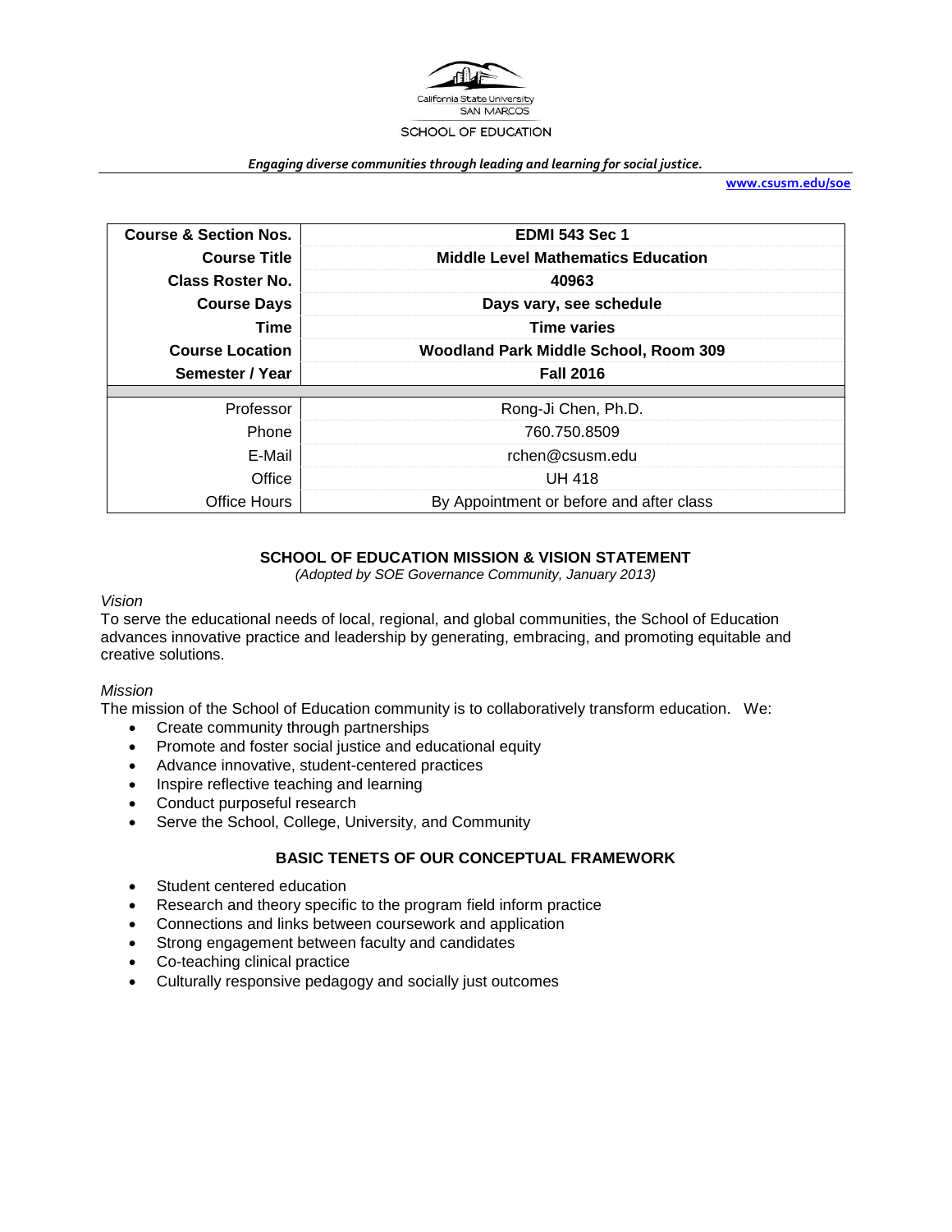California State University SAN MARCOS

SCHOOL OF EDUCATION

*Engaging diverse communities through leading and learning for social justice.*

www.csusm.edu/soe

| Course & Section Nos. | EDMI 543 Sec 1 |
|---|---|
| Course Title | Middle Level Mathematics Education |
| Class Roster No. | 40963 |
| Course Days | Days vary, see schedule |
| Time | Time varies |
| Course Location | Woodland Park Middle School, Room 309 |
| Semester / Year | Fall 2016 |
| | |
| Professor | Rong-Ji Chen, Ph.D. |
| Phone | 760.750.8509 |
| E-Mail | rchen@csusm.edu |
| Office | UH 418 |
| Office Hours | By Appointment or before and after class |

## SCHOOL OF EDUCATION MISSION & VISION STATEMENT

*(Adopted by SOE Governance Community, January 2013)*

*Vision*

To serve the educational needs of local, regional, and global communities, the School of Education advances innovative practice and leadership by generating, embracing, and promoting equitable and creative solutions.

*Mission*

The mission of the School of Education community is to collaboratively transform education. We:

- Create community through partnerships
- Promote and foster social justice and educational equity
- Advance innovative, student-centered practices
- Inspire reflective teaching and learning
- Conduct purposeful research
- Serve the School, College, University, and Community

## BASIC TENETS OF OUR CONCEPTUAL FRAMEWORK

- Student centered education
- Research and theory specific to the program field inform practice
- Connections and links between coursework and application
- Strong engagement between faculty and candidates
- Co-teaching clinical practice
- Culturally responsive pedagogy and socially just outcomes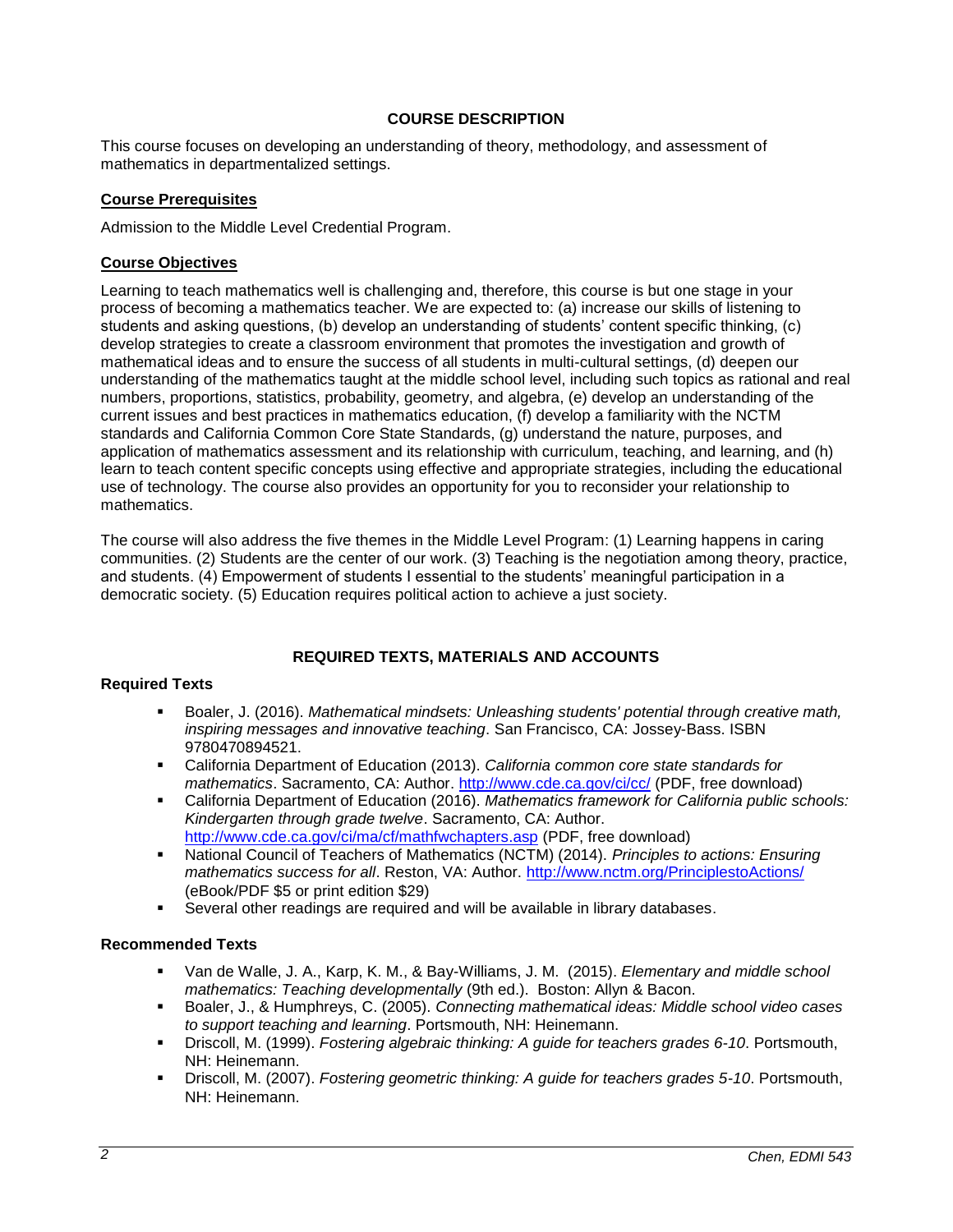## COURSE DESCRIPTION

This course focuses on developing an understanding of theory, methodology, and assessment of mathematics in departmentalized settings.

### Course Prerequisites

Admission to the Middle Level Credential Program.

### Course Objectives

Learning to teach mathematics well is challenging and, therefore, this course is but one stage in your process of becoming a mathematics teacher. We are expected to: (a) increase our skills of listening to students and asking questions, (b) develop an understanding of students' content specific thinking, (c) develop strategies to create a classroom environment that promotes the investigation and growth of mathematical ideas and to ensure the success of all students in multi-cultural settings, (d) deepen our understanding of the mathematics taught at the middle school level, including such topics as rational and real numbers, proportions, statistics, probability, geometry, and algebra, (e) develop an understanding of the current issues and best practices in mathematics education, (f) develop a familiarity with the NCTM standards and California Common Core State Standards, (g) understand the nature, purposes, and application of mathematics assessment and its relationship with curriculum, teaching, and learning, and (h) learn to teach content specific concepts using effective and appropriate strategies, including the educational use of technology. The course also provides an opportunity for you to reconsider your relationship to mathematics.

The course will also address the five themes in the Middle Level Program: (1) Learning happens in caring communities. (2) Students are the center of our work. (3) Teaching is the negotiation among theory, practice, and students. (4) Empowerment of students I essential to the students' meaningful participation in a democratic society. (5) Education requires political action to achieve a just society.

## REQUIRED TEXTS, MATERIALS AND ACCOUNTS

### Required Texts

- Boaler, J. (2016). *Mathematical mindsets: Unleashing students' potential through creative math, inspiring messages and innovative teaching*. San Francisco, CA: Jossey-Bass. ISBN 9780470894521.
- California Department of Education (2013). *California common core state standards for mathematics*. Sacramento, CA: Author. http://www.cde.ca.gov/ci/cc/ (PDF, free download)
- California Department of Education (2016). *Mathematics framework for California public schools: Kindergarten through grade twelve*. Sacramento, CA: Author. http://www.cde.ca.gov/ci/ma/cf/mathfwchapters.asp (PDF, free download)
- National Council of Teachers of Mathematics (NCTM) (2014). *Principles to actions: Ensuring mathematics success for all*. Reston, VA: Author. http://www.nctm.org/PrinciplestoActions/ (eBook/PDF $5 or print edition $29)
- Several other readings are required and will be available in library databases.

### Recommended Texts

- Van de Walle, J. A., Karp, K. M., & Bay-Williams, J. M. (2015). *Elementary and middle school mathematics: Teaching developmentally* (9th ed.). Boston: Allyn & Bacon.
- Boaler, J., & Humphreys, C. (2005). *Connecting mathematical ideas: Middle school video cases to support teaching and learning*. Portsmouth, NH: Heinemann.
- Driscoll, M. (1999). *Fostering algebraic thinking: A guide for teachers grades 6-10*. Portsmouth, NH: Heinemann.
- Driscoll, M. (2007). *Fostering geometric thinking: A guide for teachers grades 5-10*. Portsmouth, NH: Heinemann.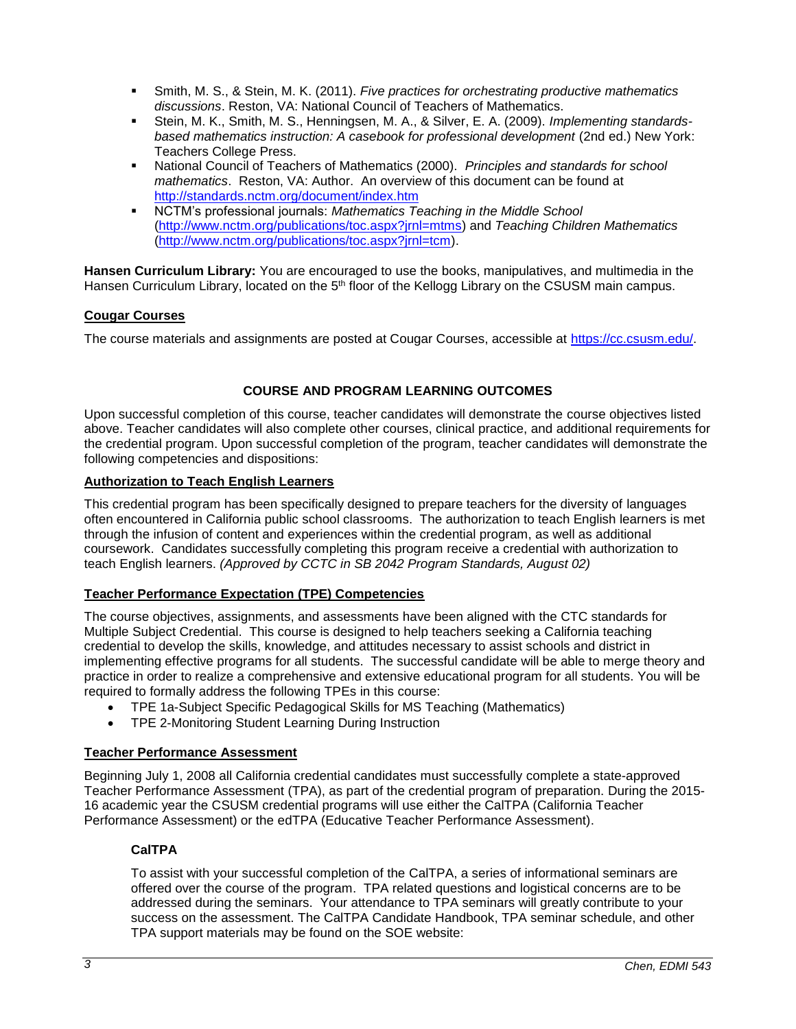- Smith, M. S., & Stein, M. K. (2011). *Five practices for orchestrating productive mathematics discussions*. Reston, VA: National Council of Teachers of Mathematics.
- Stein, M. K., Smith, M. S., Henningsen, M. A., & Silver, E. A. (2009). *Implementing standards-based mathematics instruction: A casebook for professional development* (2nd ed.) New York: Teachers College Press.
- National Council of Teachers of Mathematics (2000). *Principles and standards for school mathematics*. Reston, VA: Author. An overview of this document can be found at http://standards.nctm.org/document/index.htm
- NCTM's professional journals: *Mathematics Teaching in the Middle School* (http://www.nctm.org/publications/toc.aspx?jrnl=mtms) and *Teaching Children Mathematics* (http://www.nctm.org/publications/toc.aspx?jrnl=tcm).

**Hansen Curriculum Library:** You are encouraged to use the books, manipulatives, and multimedia in the Hansen Curriculum Library, located on the 5th floor of the Kellogg Library on the CSUSM main campus.

## Cougar Courses

The course materials and assignments are posted at Cougar Courses, accessible at https://cc.csusm.edu/.

## COURSE AND PROGRAM LEARNING OUTCOMES

Upon successful completion of this course, teacher candidates will demonstrate the course objectives listed above. Teacher candidates will also complete other courses, clinical practice, and additional requirements for the credential program. Upon successful completion of the program, teacher candidates will demonstrate the following competencies and dispositions:

### Authorization to Teach English Learners

This credential program has been specifically designed to prepare teachers for the diversity of languages often encountered in California public school classrooms. The authorization to teach English learners is met through the infusion of content and experiences within the credential program, as well as additional coursework. Candidates successfully completing this program receive a credential with authorization to teach English learners. *(Approved by CCTC in SB 2042 Program Standards, August 02)*

### Teacher Performance Expectation (TPE) Competencies

The course objectives, assignments, and assessments have been aligned with the CTC standards for Multiple Subject Credential. This course is designed to help teachers seeking a California teaching credential to develop the skills, knowledge, and attitudes necessary to assist schools and district in implementing effective programs for all students. The successful candidate will be able to merge theory and practice in order to realize a comprehensive and extensive educational program for all students. You will be required to formally address the following TPEs in this course:

- TPE 1a-Subject Specific Pedagogical Skills for MS Teaching (Mathematics)
- TPE 2-Monitoring Student Learning During Instruction

### Teacher Performance Assessment

Beginning July 1, 2008 all California credential candidates must successfully complete a state-approved Teacher Performance Assessment (TPA), as part of the credential program of preparation. During the 2015-16 academic year the CSUSM credential programs will use either the CalTPA (California Teacher Performance Assessment) or the edTPA (Educative Teacher Performance Assessment).

#### CalTPA

To assist with your successful completion of the CalTPA, a series of informational seminars are offered over the course of the program. TPA related questions and logistical concerns are to be addressed during the seminars. Your attendance to TPA seminars will greatly contribute to your success on the assessment. The CalTPA Candidate Handbook, TPA seminar schedule, and other TPA support materials may be found on the SOE website: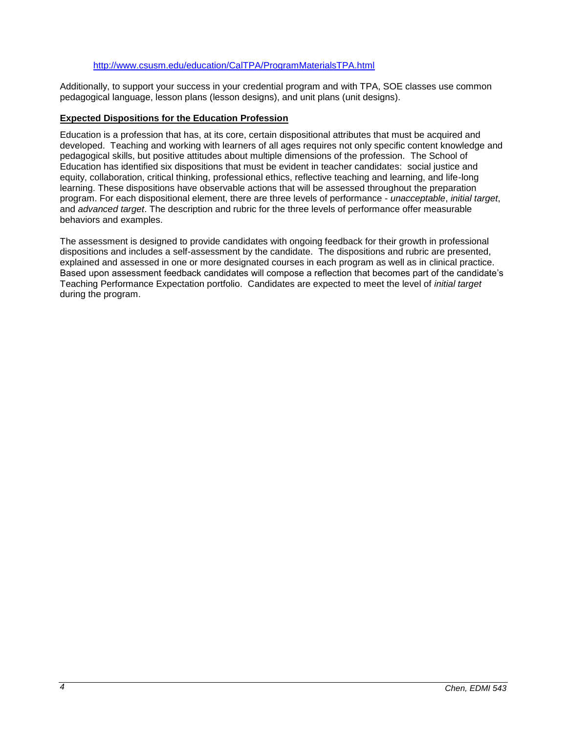http://www.csusm.edu/education/CalTPA/ProgramMaterialsTPA.html

Additionally, to support your success in your credential program and with TPA, SOE classes use common pedagogical language, lesson plans (lesson designs), and unit plans (unit designs).

**Expected Dispositions for the Education Profession**

Education is a profession that has, at its core, certain dispositional attributes that must be acquired and developed. Teaching and working with learners of all ages requires not only specific content knowledge and pedagogical skills, but positive attitudes about multiple dimensions of the profession. The School of Education has identified six dispositions that must be evident in teacher candidates: social justice and equity, collaboration, critical thinking, professional ethics, reflective teaching and learning, and life-long learning. These dispositions have observable actions that will be assessed throughout the preparation program. For each dispositional element, there are three levels of performance - *unacceptable*, *initial target*, and *advanced target*. The description and rubric for the three levels of performance offer measurable behaviors and examples.

The assessment is designed to provide candidates with ongoing feedback for their growth in professional dispositions and includes a self-assessment by the candidate. The dispositions and rubric are presented, explained and assessed in one or more designated courses in each program as well as in clinical practice. Based upon assessment feedback candidates will compose a reflection that becomes part of the candidate's Teaching Performance Expectation portfolio. Candidates are expected to meet the level of *initial target* during the program.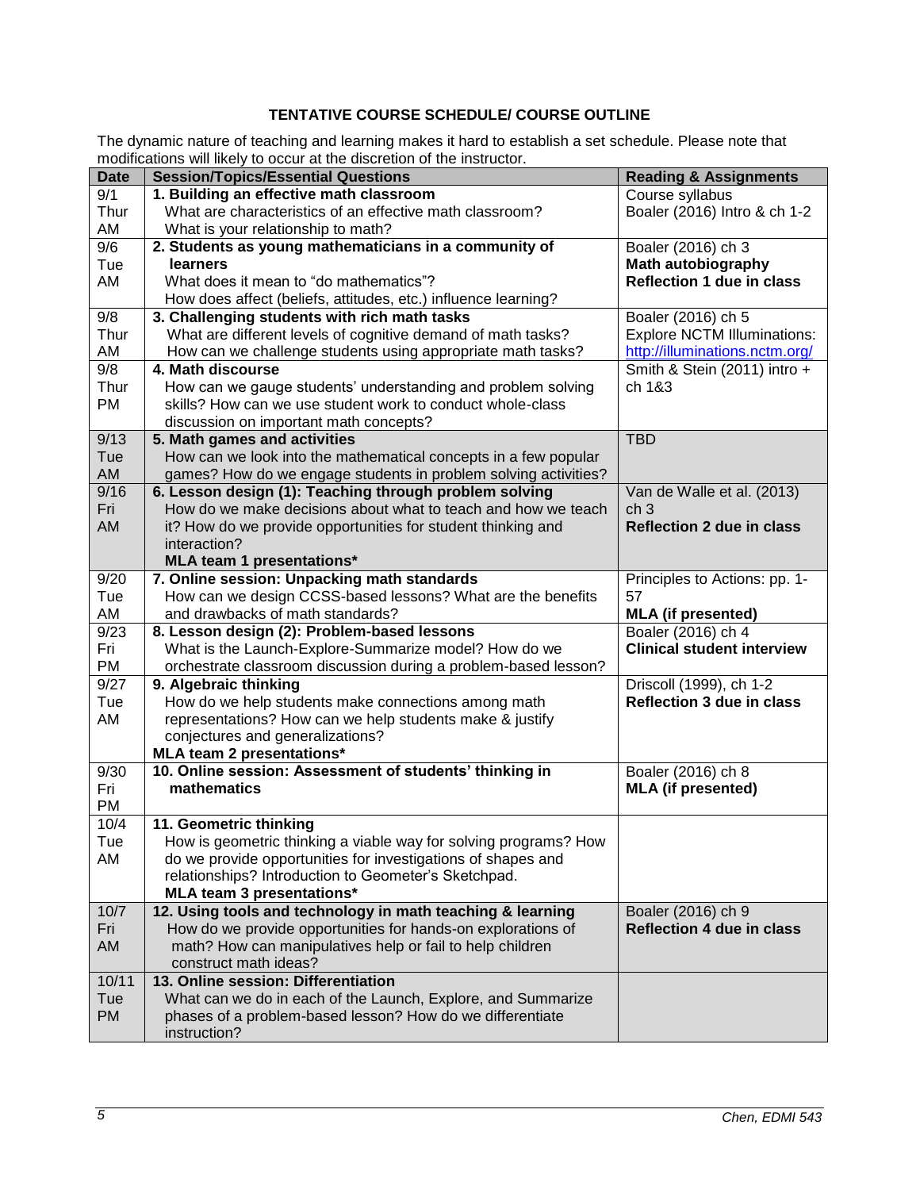# TENTATIVE COURSE SCHEDULE/ COURSE OUTLINE

The dynamic nature of teaching and learning makes it hard to establish a set schedule. Please note that modifications will likely to occur at the discretion of the instructor.

| Date | Session/Topics/Essential Questions | Reading & Assignments |
|---|---|---|
| 9/1 Thur AM | **1. Building an effective math classroom** What are characteristics of an effective math classroom? What is your relationship to math? | Course syllabus Boaler (2016) Intro & ch 1-2 |
| 9/6 Tue AM | **2. Students as young mathematicians in a community of learners** What does it mean to "do mathematics"? How does affect (beliefs, attitudes, etc.) influence learning? | Boaler (2016) ch 3 **Math autobiography Reflection 1 due in class** |
| 9/8 Thur AM | **3. Challenging students with rich math tasks** What are different levels of cognitive demand of math tasks? How can we challenge students using appropriate math tasks? | Boaler (2016) ch 5 Explore NCTM Illuminations: http://illuminations.nctm.org/ |
| 9/8 Thur PM | **4. Math discourse** How can we gauge students' understanding and problem solving skills? How can we use student work to conduct whole-class discussion on important math concepts? | Smith & Stein (2011) intro + ch 1&3 |
| 9/13 Tue AM | **5. Math games and activities** How can we look into the mathematical concepts in a few popular games? How do we engage students in problem solving activities? | TBD |
| 9/16 Fri AM | **6. Lesson design (1): Teaching through problem solving** How do we make decisions about what to teach and how we teach it? How do we provide opportunities for student thinking and interaction? **MLA team 1 presentations*** | Van de Walle et al. (2013) ch 3 **Reflection 2 due in class** |
| 9/20 Tue AM | **7. Online session: Unpacking math standards** How can we design CCSS-based lessons? What are the benefits and drawbacks of math standards? | Principles to Actions: pp. 1-57 **MLA (if presented)** |
| 9/23 Fri PM | **8. Lesson design (2): Problem-based lessons** What is the Launch-Explore-Summarize model? How do we orchestrate classroom discussion during a problem-based lesson? | Boaler (2016) ch 4 **Clinical student interview** |
| 9/27 Tue AM | **9. Algebraic thinking** How do we help students make connections among math representations? How can we help students make & justify conjectures and generalizations? **MLA team 2 presentations*** | Driscoll (1999), ch 1-2 **Reflection 3 due in class** |
| 9/30 Fri PM | **10. Online session: Assessment of students' thinking in mathematics** | Boaler (2016) ch 8 **MLA (if presented)** |
| 10/4 Tue AM | **11. Geometric thinking** How is geometric thinking a viable way for solving programs? How do we provide opportunities for investigations of shapes and relationships? Introduction to Geometer's Sketchpad. **MLA team 3 presentations*** | |
| 10/7 Fri AM | **12. Using tools and technology in math teaching & learning** How do we provide opportunities for hands-on explorations of math? How can manipulatives help or fail to help children construct math ideas? | Boaler (2016) ch 9 **Reflection 4 due in class** |
| 10/11 Tue PM | **13. Online session: Differentiation** What can we do in each of the Launch, Explore, and Summarize phases of a problem-based lesson? How do we differentiate instruction? | |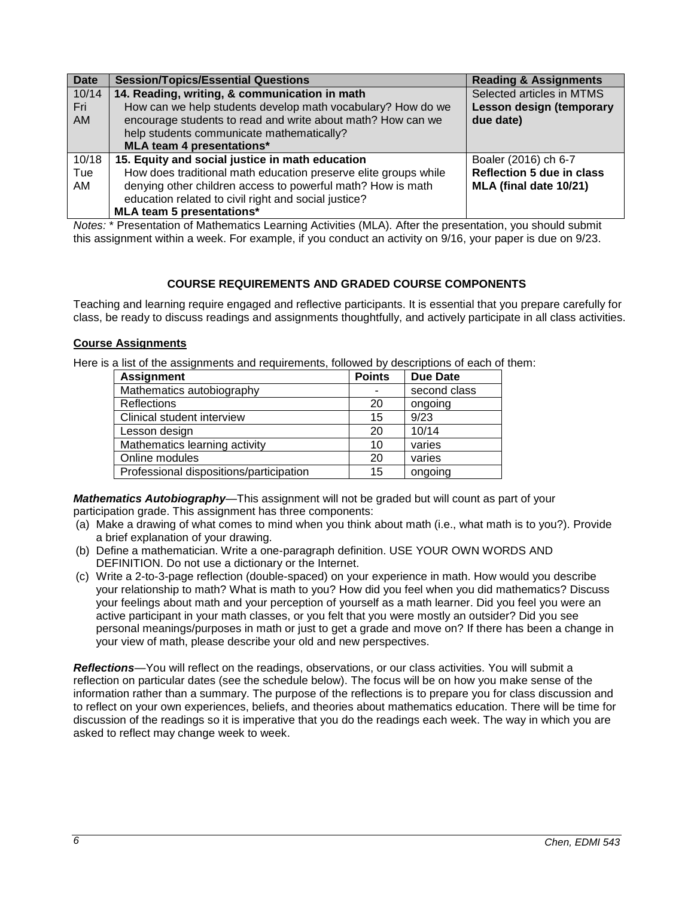| Date | Session/Topics/Essential Questions | Reading & Assignments |
|---|---|---|
| 10/14 Fri AM | **14. Reading, writing, & communication in math** How can we help students develop math vocabulary? How do we encourage students to read and write about math? How can we help students communicate mathematically? **MLA team 4 presentations*** | Selected articles in MTMS **Lesson design (temporary due date)** |
| 10/18 Tue AM | **15. Equity and social justice in math education** How does traditional math education preserve elite groups while denying other children access to powerful math? How is math education related to civil right and social justice? **MLA team 5 presentations*** | Boaler (2016) ch 6-7 **Reflection 5 due in class** **MLA (final date 10/21)** |

*Notes:* * Presentation of Mathematics Learning Activities (MLA). After the presentation, you should submit this assignment within a week. For example, if you conduct an activity on 9/16, your paper is due on 9/23.

## COURSE REQUIREMENTS AND GRADED COURSE COMPONENTS

Teaching and learning require engaged and reflective participants. It is essential that you prepare carefully for class, be ready to discuss readings and assignments thoughtfully, and actively participate in all class activities.

### Course Assignments

Here is a list of the assignments and requirements, followed by descriptions of each of them:

| Assignment | Points | Due Date |
|---|---|---|
| Mathematics autobiography | - | second class |
| Reflections | 20 | ongoing |
| Clinical student interview | 15 | 9/23 |
| Lesson design | 20 | 10/14 |
| Mathematics learning activity | 10 | varies |
| Online modules | 20 | varies |
| Professional dispositions/participation | 15 | ongoing |

***Mathematics Autobiography***—This assignment will not be graded but will count as part of your participation grade. This assignment has three components:

(a) Make a drawing of what comes to mind when you think about math (i.e., what math is to you?). Provide a brief explanation of your drawing.

(b) Define a mathematician. Write a one-paragraph definition. USE YOUR OWN WORDS AND DEFINITION. Do not use a dictionary or the Internet.

(c) Write a 2-to-3-page reflection (double-spaced) on your experience in math. How would you describe your relationship to math? What is math to you? How did you feel when you did mathematics? Discuss your feelings about math and your perception of yourself as a math learner. Did you feel you were an active participant in your math classes, or you felt that you were mostly an outsider? Did you see personal meanings/purposes in math or just to get a grade and move on? If there has been a change in your view of math, please describe your old and new perspectives.

***Reflections***—You will reflect on the readings, observations, or our class activities. You will submit a reflection on particular dates (see the schedule below). The focus will be on how you make sense of the information rather than a summary. The purpose of the reflections is to prepare you for class discussion and to reflect on your own experiences, beliefs, and theories about mathematics education. There will be time for discussion of the readings so it is imperative that you do the readings each week. The way in which you are asked to reflect may change week to week.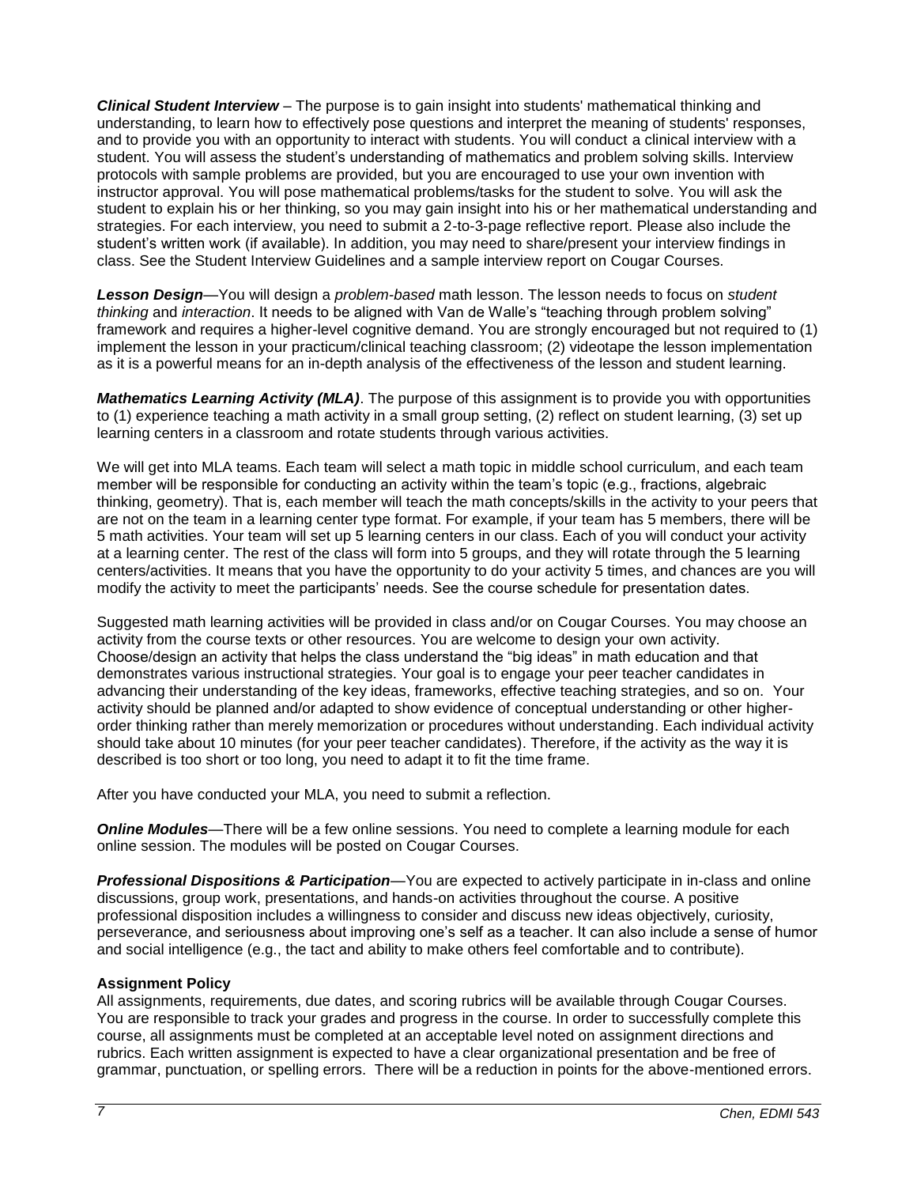***Clinical Student Interview*** – The purpose is to gain insight into students' mathematical thinking and understanding, to learn how to effectively pose questions and interpret the meaning of students' responses, and to provide you with an opportunity to interact with students. You will conduct a clinical interview with a student. You will assess the student's understanding of mathematics and problem solving skills. Interview protocols with sample problems are provided, but you are encouraged to use your own invention with instructor approval. You will pose mathematical problems/tasks for the student to solve. You will ask the student to explain his or her thinking, so you may gain insight into his or her mathematical understanding and strategies. For each interview, you need to submit a 2-to-3-page reflective report. Please also include the student's written work (if available). In addition, you may need to share/present your interview findings in class. See the Student Interview Guidelines and a sample interview report on Cougar Courses.

***Lesson Design***—You will design a *problem-based* math lesson. The lesson needs to focus on *student thinking* and *interaction*. It needs to be aligned with Van de Walle's "teaching through problem solving" framework and requires a higher-level cognitive demand. You are strongly encouraged but not required to (1) implement the lesson in your practicum/clinical teaching classroom; (2) videotape the lesson implementation as it is a powerful means for an in-depth analysis of the effectiveness of the lesson and student learning.

***Mathematics Learning Activity (MLA)***. The purpose of this assignment is to provide you with opportunities to (1) experience teaching a math activity in a small group setting, (2) reflect on student learning, (3) set up learning centers in a classroom and rotate students through various activities.

We will get into MLA teams. Each team will select a math topic in middle school curriculum, and each team member will be responsible for conducting an activity within the team's topic (e.g., fractions, algebraic thinking, geometry). That is, each member will teach the math concepts/skills in the activity to your peers that are not on the team in a learning center type format. For example, if your team has 5 members, there will be 5 math activities. Your team will set up 5 learning centers in our class. Each of you will conduct your activity at a learning center. The rest of the class will form into 5 groups, and they will rotate through the 5 learning centers/activities. It means that you have the opportunity to do your activity 5 times, and chances are you will modify the activity to meet the participants' needs. See the course schedule for presentation dates.

Suggested math learning activities will be provided in class and/or on Cougar Courses. You may choose an activity from the course texts or other resources. You are welcome to design your own activity. Choose/design an activity that helps the class understand the "big ideas" in math education and that demonstrates various instructional strategies. Your goal is to engage your peer teacher candidates in advancing their understanding of the key ideas, frameworks, effective teaching strategies, and so on. Your activity should be planned and/or adapted to show evidence of conceptual understanding or other higher-order thinking rather than merely memorization or procedures without understanding. Each individual activity should take about 10 minutes (for your peer teacher candidates). Therefore, if the activity as the way it is described is too short or too long, you need to adapt it to fit the time frame.

After you have conducted your MLA, you need to submit a reflection.

***Online Modules***—There will be a few online sessions. You need to complete a learning module for each online session. The modules will be posted on Cougar Courses.

***Professional Dispositions & Participation***—You are expected to actively participate in in-class and online discussions, group work, presentations, and hands-on activities throughout the course. A positive professional disposition includes a willingness to consider and discuss new ideas objectively, curiosity, perseverance, and seriousness about improving one's self as a teacher. It can also include a sense of humor and social intelligence (e.g., the tact and ability to make others feel comfortable and to contribute).

**Assignment Policy**

All assignments, requirements, due dates, and scoring rubrics will be available through Cougar Courses. You are responsible to track your grades and progress in the course. In order to successfully complete this course, all assignments must be completed at an acceptable level noted on assignment directions and rubrics. Each written assignment is expected to have a clear organizational presentation and be free of grammar, punctuation, or spelling errors. There will be a reduction in points for the above-mentioned errors.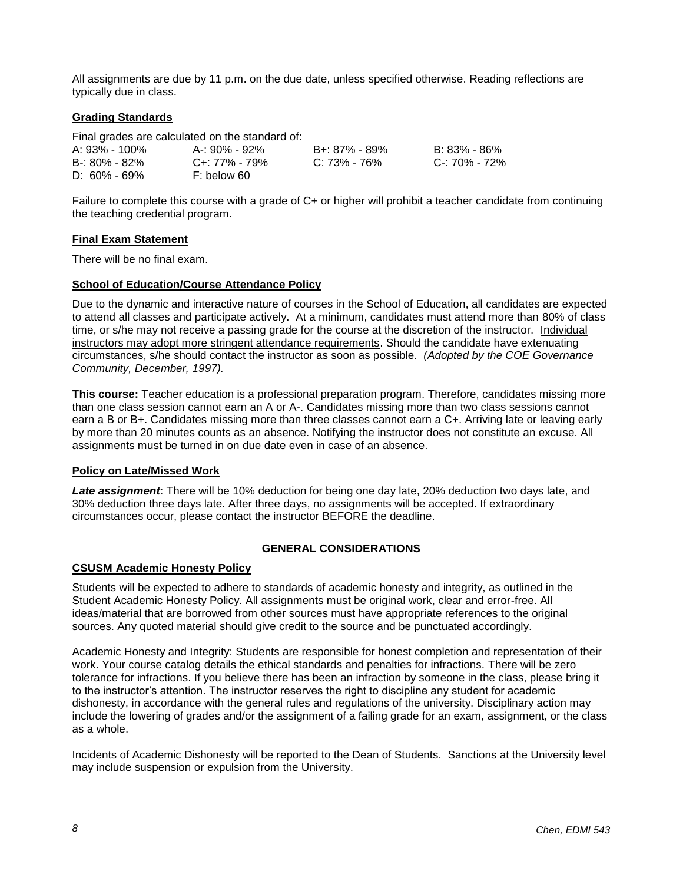All assignments are due by 11 p.m. on the due date, unless specified otherwise. Reading reflections are typically due in class.

## Grading Standards

Final grades are calculated on the standard of:

| | | | |
|---|---|---|---|
| A: 93% - 100% | A-: 90% - 92% | B+: 87% - 89% | B: 83% - 86% |
| B-: 80% - 82% | C+: 77% - 79% | C: 73% - 76% | C-: 70% - 72% |
| D: 60% - 69% | F: below 60 | | |

Failure to complete this course with a grade of C+ or higher will prohibit a teacher candidate from continuing the teaching credential program.

## Final Exam Statement

There will be no final exam.

## School of Education/Course Attendance Policy

Due to the dynamic and interactive nature of courses in the School of Education, all candidates are expected to attend all classes and participate actively. At a minimum, candidates must attend more than 80% of class time, or s/he may not receive a passing grade for the course at the discretion of the instructor. Individual instructors may adopt more stringent attendance requirements. Should the candidate have extenuating circumstances, s/he should contact the instructor as soon as possible. *(Adopted by the COE Governance Community, December, 1997).*

**This course:** Teacher education is a professional preparation program. Therefore, candidates missing more than one class session cannot earn an A or A-. Candidates missing more than two class sessions cannot earn a B or B+. Candidates missing more than three classes cannot earn a C+. Arriving late or leaving early by more than 20 minutes counts as an absence. Notifying the instructor does not constitute an excuse. All assignments must be turned in on due date even in case of an absence.

## Policy on Late/Missed Work

***Late assignment***: There will be 10% deduction for being one day late, 20% deduction two days late, and 30% deduction three days late. After three days, no assignments will be accepted. If extraordinary circumstances occur, please contact the instructor BEFORE the deadline.

# GENERAL CONSIDERATIONS

## CSUSM Academic Honesty Policy

Students will be expected to adhere to standards of academic honesty and integrity, as outlined in the Student Academic Honesty Policy. All assignments must be original work, clear and error-free. All ideas/material that are borrowed from other sources must have appropriate references to the original sources. Any quoted material should give credit to the source and be punctuated accordingly.

Academic Honesty and Integrity: Students are responsible for honest completion and representation of their work. Your course catalog details the ethical standards and penalties for infractions. There will be zero tolerance for infractions. If you believe there has been an infraction by someone in the class, please bring it to the instructor's attention. The instructor reserves the right to discipline any student for academic dishonesty, in accordance with the general rules and regulations of the university. Disciplinary action may include the lowering of grades and/or the assignment of a failing grade for an exam, assignment, or the class as a whole.

Incidents of Academic Dishonesty will be reported to the Dean of Students. Sanctions at the University level may include suspension or expulsion from the University.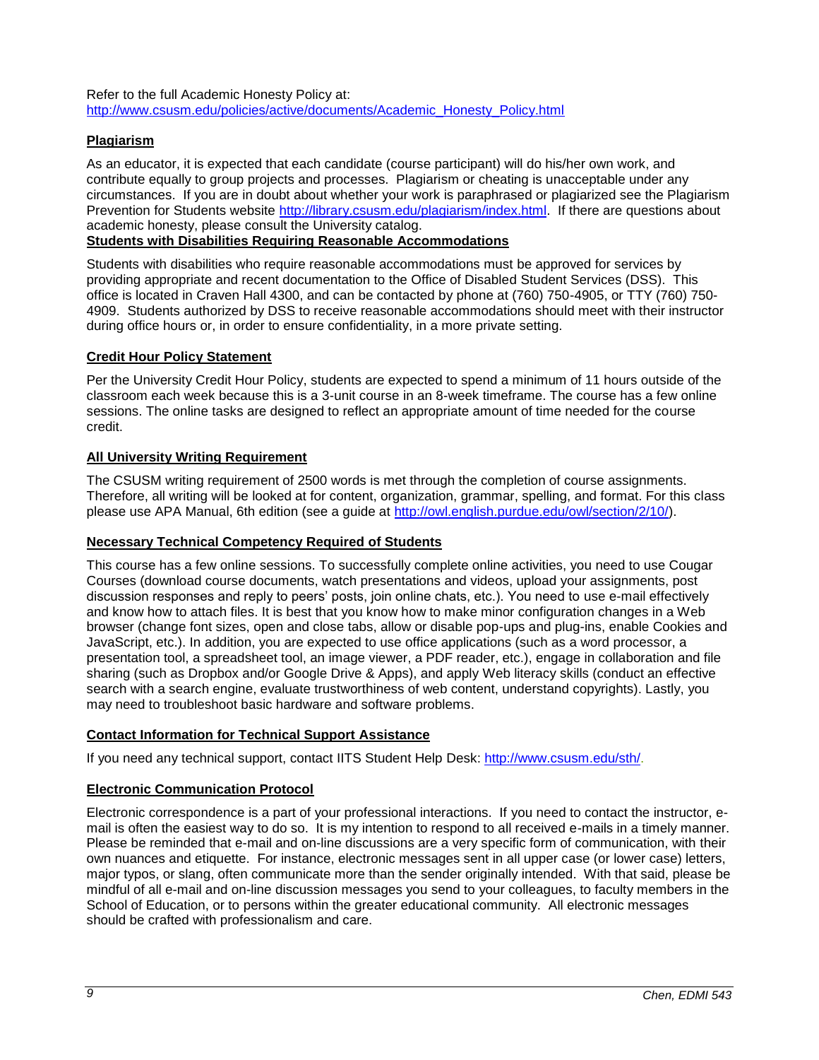Refer to the full Academic Honesty Policy at: http://www.csusm.edu/policies/active/documents/Academic_Honesty_Policy.html

## Plagiarism

As an educator, it is expected that each candidate (course participant) will do his/her own work, and contribute equally to group projects and processes. Plagiarism or cheating is unacceptable under any circumstances. If you are in doubt about whether your work is paraphrased or plagiarized see the Plagiarism Prevention for Students website http://library.csusm.edu/plagiarism/index.html. If there are questions about academic honesty, please consult the University catalog.

## Students with Disabilities Requiring Reasonable Accommodations

Students with disabilities who require reasonable accommodations must be approved for services by providing appropriate and recent documentation to the Office of Disabled Student Services (DSS). This office is located in Craven Hall 4300, and can be contacted by phone at (760) 750-4905, or TTY (760) 750-4909. Students authorized by DSS to receive reasonable accommodations should meet with their instructor during office hours or, in order to ensure confidentiality, in a more private setting.

## Credit Hour Policy Statement

Per the University Credit Hour Policy, students are expected to spend a minimum of 11 hours outside of the classroom each week because this is a 3-unit course in an 8-week timeframe. The course has a few online sessions. The online tasks are designed to reflect an appropriate amount of time needed for the course credit.

## All University Writing Requirement

The CSUSM writing requirement of 2500 words is met through the completion of course assignments. Therefore, all writing will be looked at for content, organization, grammar, spelling, and format. For this class please use APA Manual, 6th edition (see a guide at http://owl.english.purdue.edu/owl/section/2/10/).

## Necessary Technical Competency Required of Students

This course has a few online sessions. To successfully complete online activities, you need to use Cougar Courses (download course documents, watch presentations and videos, upload your assignments, post discussion responses and reply to peers' posts, join online chats, etc.). You need to use e-mail effectively and know how to attach files. It is best that you know how to make minor configuration changes in a Web browser (change font sizes, open and close tabs, allow or disable pop-ups and plug-ins, enable Cookies and JavaScript, etc.). In addition, you are expected to use office applications (such as a word processor, a presentation tool, a spreadsheet tool, an image viewer, a PDF reader, etc.), engage in collaboration and file sharing (such as Dropbox and/or Google Drive & Apps), and apply Web literacy skills (conduct an effective search with a search engine, evaluate trustworthiness of web content, understand copyrights). Lastly, you may need to troubleshoot basic hardware and software problems.

## Contact Information for Technical Support Assistance

If you need any technical support, contact IITS Student Help Desk: http://www.csusm.edu/sth/.

## Electronic Communication Protocol

Electronic correspondence is a part of your professional interactions. If you need to contact the instructor, e-mail is often the easiest way to do so. It is my intention to respond to all received e-mails in a timely manner. Please be reminded that e-mail and on-line discussions are a very specific form of communication, with their own nuances and etiquette. For instance, electronic messages sent in all upper case (or lower case) letters, major typos, or slang, often communicate more than the sender originally intended. With that said, please be mindful of all e-mail and on-line discussion messages you send to your colleagues, to faculty members in the School of Education, or to persons within the greater educational community. All electronic messages should be crafted with professionalism and care.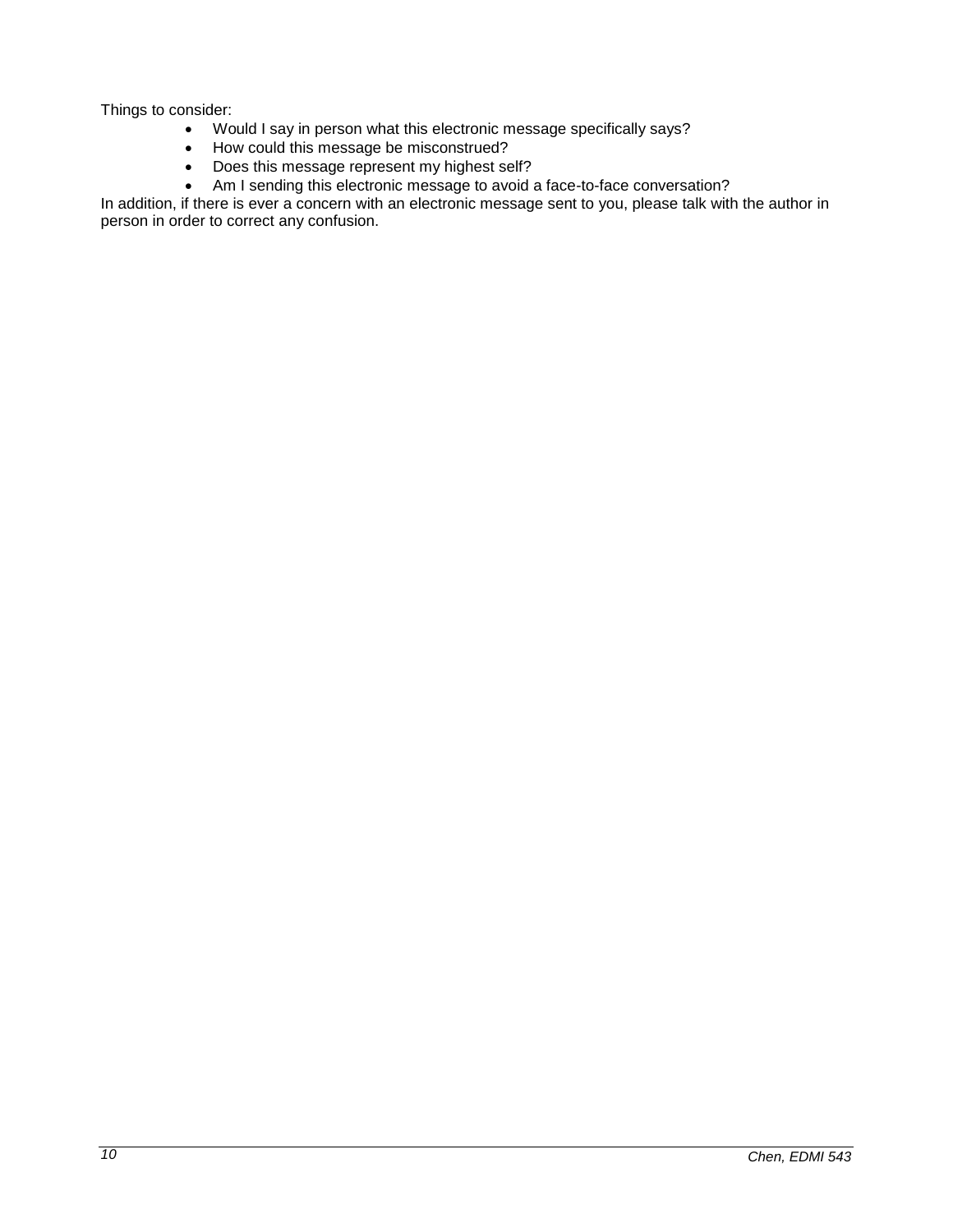Things to consider:

- Would I say in person what this electronic message specifically says?
- How could this message be misconstrued?
- Does this message represent my highest self?
- Am I sending this electronic message to avoid a face-to-face conversation?

In addition, if there is ever a concern with an electronic message sent to you, please talk with the author in person in order to correct any confusion.